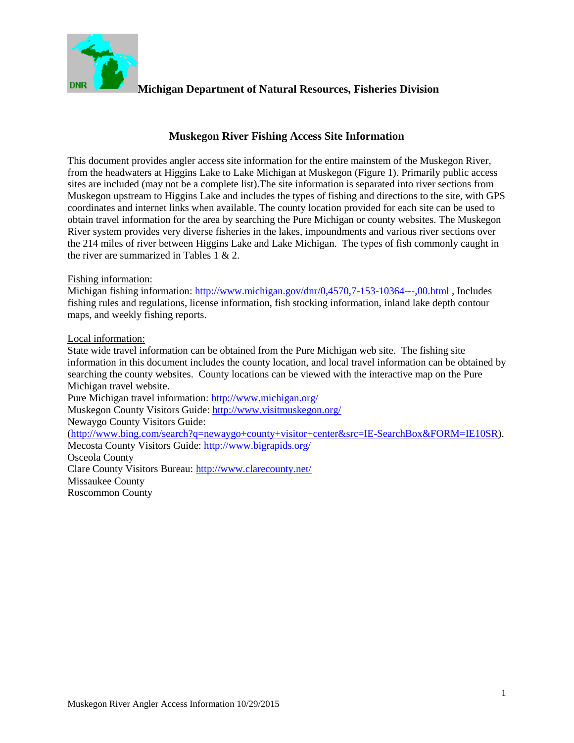**Michigan Department of Natural Resources, Fisheries Division**

# Muskegon River Fishing Access Site Information

This document provides angler access site information for the entire mainstem of the Muskegon River, from the headwaters at Higgins Lake to Lake Michigan at Muskegon (Figure 1). Primarily public access sites are included (may not be a complete list).The site information is separated into river sections from Muskegon upstream to Higgins Lake and includes the types of fishing and directions to the site, with GPS coordinates and internet links when available. The county location provided for each site can be used to obtain travel information for the area by searching the Pure Michigan or county websites. The Muskegon River system provides very diverse fisheries in the lakes, impoundments and various river sections over the 214 miles of river between Higgins Lake and Lake Michigan. The types of fish commonly caught in the river are summarized in Tables 1 & 2.

Fishing information:
Michigan fishing information: http://www.michigan.gov/dnr/0,4570,7-153-10364---,00.html , Includes fishing rules and regulations, license information, fish stocking information, inland lake depth contour maps, and weekly fishing reports.

Local information:
State wide travel information can be obtained from the Pure Michigan web site. The fishing site information in this document includes the county location, and local travel information can be obtained by searching the county websites. County locations can be viewed with the interactive map on the Pure Michigan travel website.
Pure Michigan travel information: http://www.michigan.org/
Muskegon County Visitors Guide: http://www.visitmuskegon.org/
Newaygo County Visitors Guide:
(http://www.bing.com/search?q=newaygo+county+visitor+center&src=IE-SearchBox&FORM=IE10SR).
Mecosta County Visitors Guide: http://www.bigrapids.org/
Osceola County
Clare County Visitors Bureau: http://www.clarecounty.net/
Missaukee County
Roscommon County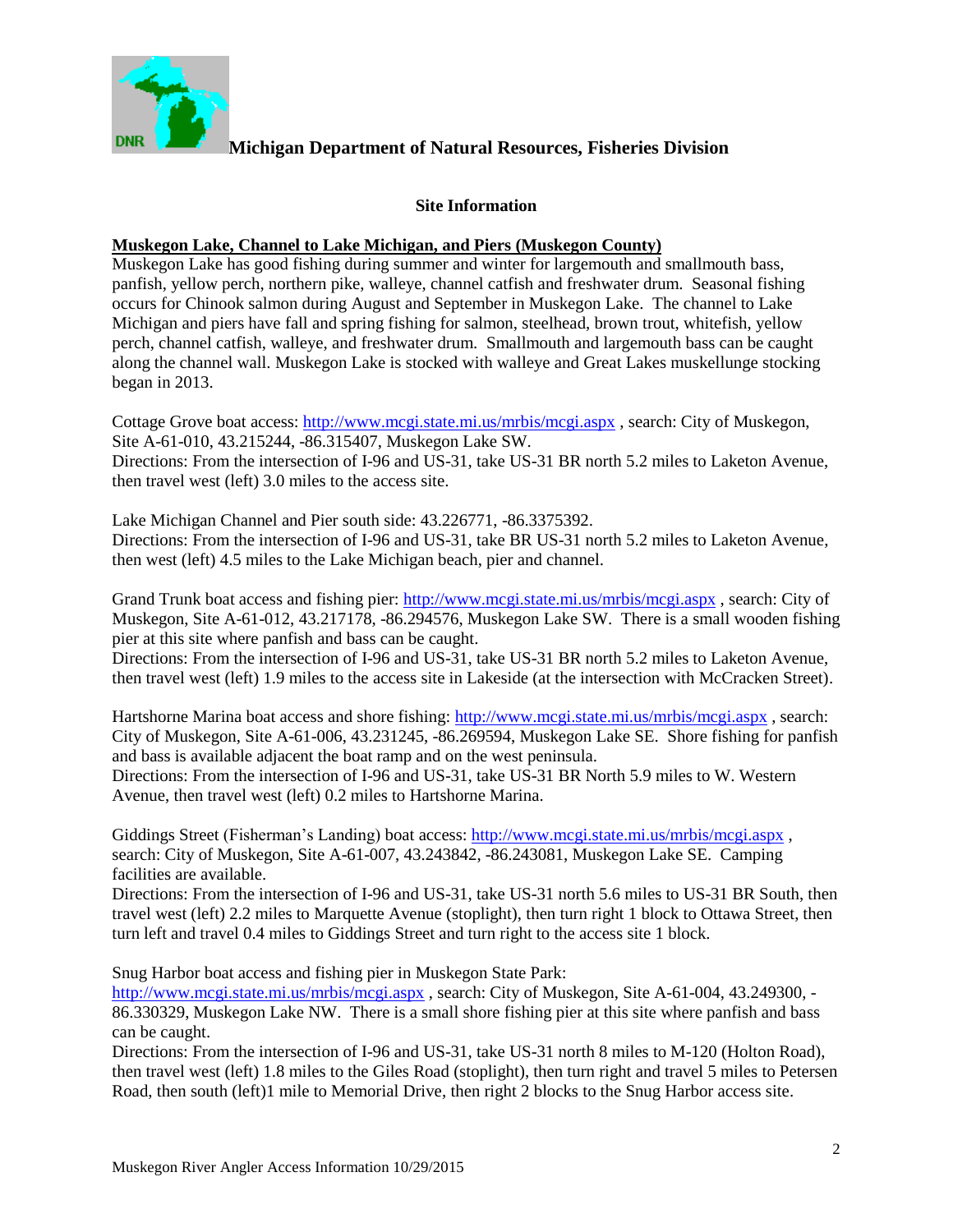**Michigan Department of Natural Resources, Fisheries Division**

**Site Information**

**Muskegon Lake, Channel to Lake Michigan, and Piers (Muskegon County)**

Muskegon Lake has good fishing during summer and winter for largemouth and smallmouth bass, panfish, yellow perch, northern pike, walleye, channel catfish and freshwater drum. Seasonal fishing occurs for Chinook salmon during August and September in Muskegon Lake. The channel to Lake Michigan and piers have fall and spring fishing for salmon, steelhead, brown trout, whitefish, yellow perch, channel catfish, walleye, and freshwater drum. Smallmouth and largemouth bass can be caught along the channel wall. Muskegon Lake is stocked with walleye and Great Lakes muskellunge stocking began in 2013.

Cottage Grove boat access: http://www.mcgi.state.mi.us/mrbis/mcgi.aspx , search: City of Muskegon, Site A-61-010, 43.215244, -86.315407, Muskegon Lake SW.
Directions: From the intersection of I-96 and US-31, take US-31 BR north 5.2 miles to Laketon Avenue, then travel west (left) 3.0 miles to the access site.

Lake Michigan Channel and Pier south side: 43.226771, -86.3375392.
Directions: From the intersection of I-96 and US-31, take BR US-31 north 5.2 miles to Laketon Avenue, then west (left) 4.5 miles to the Lake Michigan beach, pier and channel.

Grand Trunk boat access and fishing pier: http://www.mcgi.state.mi.us/mrbis/mcgi.aspx , search: City of Muskegon, Site A-61-012, 43.217178, -86.294576, Muskegon Lake SW. There is a small wooden fishing pier at this site where panfish and bass can be caught.
Directions: From the intersection of I-96 and US-31, take US-31 BR north 5.2 miles to Laketon Avenue, then travel west (left) 1.9 miles to the access site in Lakeside (at the intersection with McCracken Street).

Hartshorne Marina boat access and shore fishing: http://www.mcgi.state.mi.us/mrbis/mcgi.aspx , search: City of Muskegon, Site A-61-006, 43.231245, -86.269594, Muskegon Lake SE. Shore fishing for panfish and bass is available adjacent the boat ramp and on the west peninsula.
Directions: From the intersection of I-96 and US-31, take US-31 BR North 5.9 miles to W. Western Avenue, then travel west (left) 0.2 miles to Hartshorne Marina.

Giddings Street (Fisherman's Landing) boat access: http://www.mcgi.state.mi.us/mrbis/mcgi.aspx , search: City of Muskegon, Site A-61-007, 43.243842, -86.243081, Muskegon Lake SE. Camping facilities are available.
Directions: From the intersection of I-96 and US-31, take US-31 north 5.6 miles to US-31 BR South, then travel west (left) 2.2 miles to Marquette Avenue (stoplight), then turn right 1 block to Ottawa Street, then turn left and travel 0.4 miles to Giddings Street and turn right to the access site 1 block.

Snug Harbor boat access and fishing pier in Muskegon State Park:
http://www.mcgi.state.mi.us/mrbis/mcgi.aspx , search: City of Muskegon, Site A-61-004, 43.249300, -86.330329, Muskegon Lake NW. There is a small shore fishing pier at this site where panfish and bass can be caught.
Directions: From the intersection of I-96 and US-31, take US-31 north 8 miles to M-120 (Holton Road), then travel west (left) 1.8 miles to the Giles Road (stoplight), then turn right and travel 5 miles to Petersen Road, then south (left)1 mile to Memorial Drive, then right 2 blocks to the Snug Harbor access site.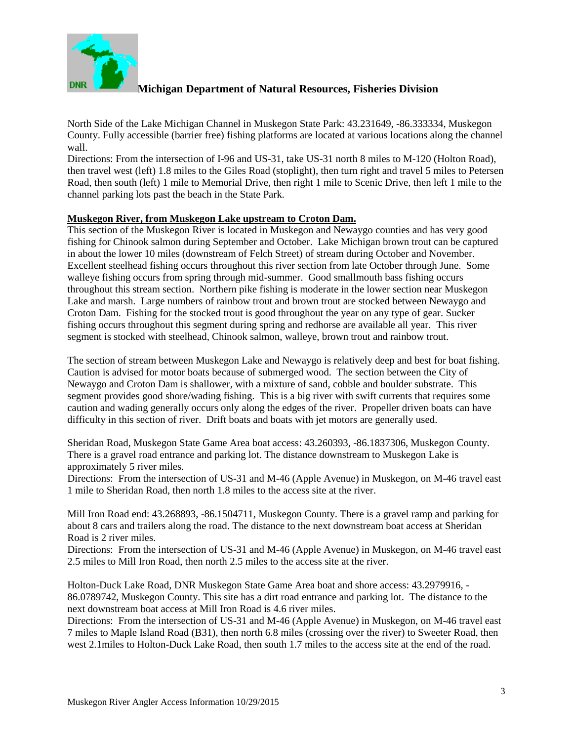**Michigan Department of Natural Resources, Fisheries Division**

North Side of the Lake Michigan Channel in Muskegon State Park: 43.231649, -86.333334, Muskegon County. Fully accessible (barrier free) fishing platforms are located at various locations along the channel wall.

Directions: From the intersection of I-96 and US-31, take US-31 north 8 miles to M-120 (Holton Road), then travel west (left) 1.8 miles to the Giles Road (stoplight), then turn right and travel 5 miles to Petersen Road, then south (left) 1 mile to Memorial Drive, then right 1 mile to Scenic Drive, then left 1 mile to the channel parking lots past the beach in the State Park.

**Muskegon River, from Muskegon Lake upstream to Croton Dam.**

This section of the Muskegon River is located in Muskegon and Newaygo counties and has very good fishing for Chinook salmon during September and October. Lake Michigan brown trout can be captured in about the lower 10 miles (downstream of Felch Street) of stream during October and November. Excellent steelhead fishing occurs throughout this river section from late October through June. Some walleye fishing occurs from spring through mid-summer. Good smallmouth bass fishing occurs throughout this stream section. Northern pike fishing is moderate in the lower section near Muskegon Lake and marsh. Large numbers of rainbow trout and brown trout are stocked between Newaygo and Croton Dam. Fishing for the stocked trout is good throughout the year on any type of gear. Sucker fishing occurs throughout this segment during spring and redhorse are available all year. This river segment is stocked with steelhead, Chinook salmon, walleye, brown trout and rainbow trout.

The section of stream between Muskegon Lake and Newaygo is relatively deep and best for boat fishing. Caution is advised for motor boats because of submerged wood. The section between the City of Newaygo and Croton Dam is shallower, with a mixture of sand, cobble and boulder substrate. This segment provides good shore/wading fishing. This is a big river with swift currents that requires some caution and wading generally occurs only along the edges of the river. Propeller driven boats can have difficulty in this section of river. Drift boats and boats with jet motors are generally used.

Sheridan Road, Muskegon State Game Area boat access: 43.260393, -86.1837306, Muskegon County. There is a gravel road entrance and parking lot. The distance downstream to Muskegon Lake is approximately 5 river miles.

Directions: From the intersection of US-31 and M-46 (Apple Avenue) in Muskegon, on M-46 travel east 1 mile to Sheridan Road, then north 1.8 miles to the access site at the river.

Mill Iron Road end: 43.268893, -86.1504711, Muskegon County. There is a gravel ramp and parking for about 8 cars and trailers along the road. The distance to the next downstream boat access at Sheridan Road is 2 river miles.

Directions: From the intersection of US-31 and M-46 (Apple Avenue) in Muskegon, on M-46 travel east 2.5 miles to Mill Iron Road, then north 2.5 miles to the access site at the river.

Holton-Duck Lake Road, DNR Muskegon State Game Area boat and shore access: 43.2979916, -86.0789742, Muskegon County. This site has a dirt road entrance and parking lot. The distance to the next downstream boat access at Mill Iron Road is 4.6 river miles.

Directions: From the intersection of US-31 and M-46 (Apple Avenue) in Muskegon, on M-46 travel east 7 miles to Maple Island Road (B31), then north 6.8 miles (crossing over the river) to Sweeter Road, then west 2.1miles to Holton-Duck Lake Road, then south 1.7 miles to the access site at the end of the road.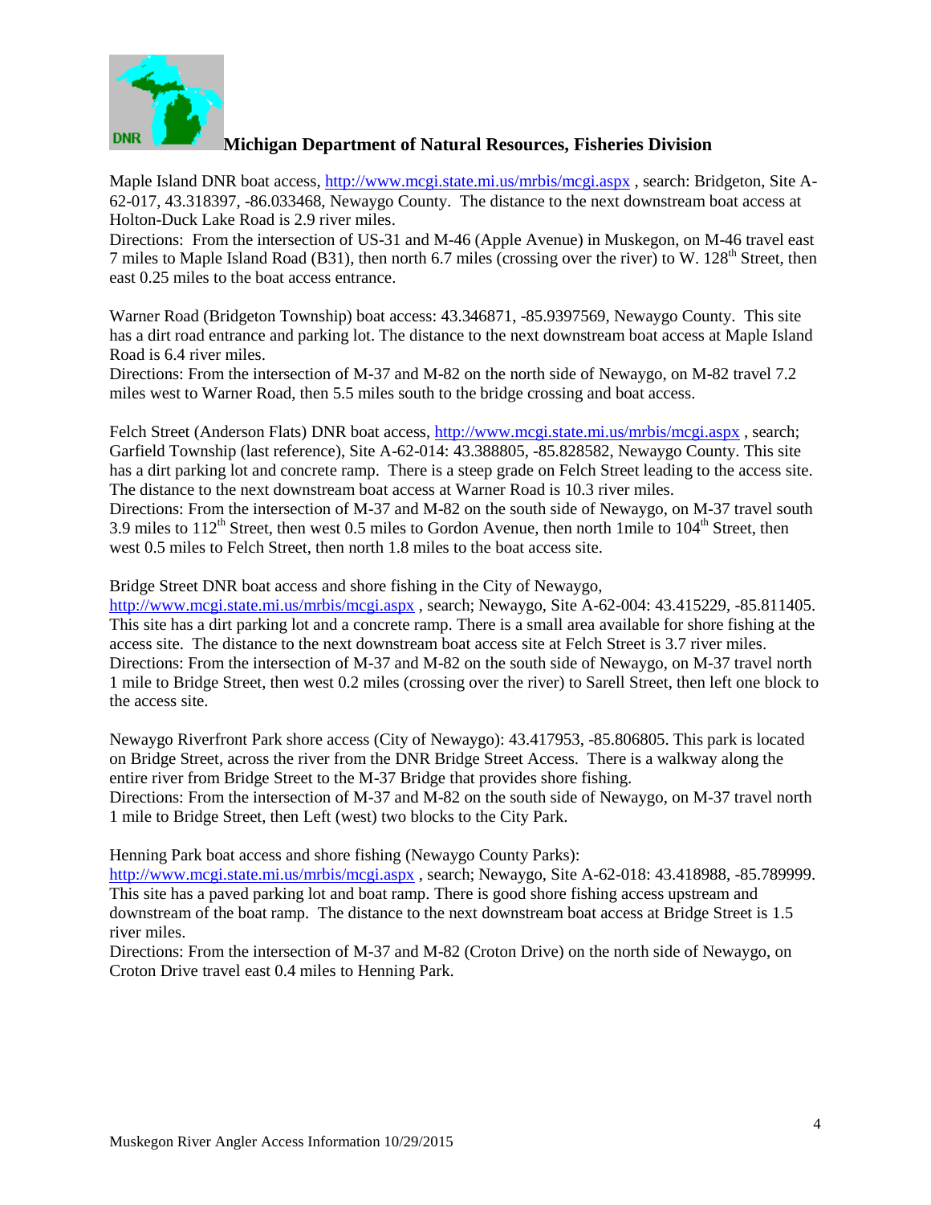**Michigan Department of Natural Resources, Fisheries Division**

Maple Island DNR boat access, http://www.mcgi.state.mi.us/mrbis/mcgi.aspx , search: Bridgeton, Site A-62-017, 43.318397, -86.033468, Newaygo County. The distance to the next downstream boat access at Holton-Duck Lake Road is 2.9 river miles.
Directions: From the intersection of US-31 and M-46 (Apple Avenue) in Muskegon, on M-46 travel east 7 miles to Maple Island Road (B31), then north 6.7 miles (crossing over the river) to W. 128th Street, then east 0.25 miles to the boat access entrance.

Warner Road (Bridgeton Township) boat access: 43.346871, -85.9397569, Newaygo County. This site has a dirt road entrance and parking lot. The distance to the next downstream boat access at Maple Island Road is 6.4 river miles.
Directions: From the intersection of M-37 and M-82 on the north side of Newaygo, on M-82 travel 7.2 miles west to Warner Road, then 5.5 miles south to the bridge crossing and boat access.

Felch Street (Anderson Flats) DNR boat access, http://www.mcgi.state.mi.us/mrbis/mcgi.aspx , search; Garfield Township (last reference), Site A-62-014: 43.388805, -85.828582, Newaygo County. This site has a dirt parking lot and concrete ramp. There is a steep grade on Felch Street leading to the access site. The distance to the next downstream boat access at Warner Road is 10.3 river miles.
Directions: From the intersection of M-37 and M-82 on the south side of Newaygo, on M-37 travel south 3.9 miles to 112th Street, then west 0.5 miles to Gordon Avenue, then north 1mile to 104th Street, then west 0.5 miles to Felch Street, then north 1.8 miles to the boat access site.

Bridge Street DNR boat access and shore fishing in the City of Newaygo, http://www.mcgi.state.mi.us/mrbis/mcgi.aspx , search; Newaygo, Site A-62-004: 43.415229, -85.811405. This site has a dirt parking lot and a concrete ramp. There is a small area available for shore fishing at the access site. The distance to the next downstream boat access site at Felch Street is 3.7 river miles.
Directions: From the intersection of M-37 and M-82 on the south side of Newaygo, on M-37 travel north 1 mile to Bridge Street, then west 0.2 miles (crossing over the river) to Sarell Street, then left one block to the access site.

Newaygo Riverfront Park shore access (City of Newaygo): 43.417953, -85.806805. This park is located on Bridge Street, across the river from the DNR Bridge Street Access. There is a walkway along the entire river from Bridge Street to the M-37 Bridge that provides shore fishing.
Directions: From the intersection of M-37 and M-82 on the south side of Newaygo, on M-37 travel north 1 mile to Bridge Street, then Left (west) two blocks to the City Park.

Henning Park boat access and shore fishing (Newaygo County Parks): http://www.mcgi.state.mi.us/mrbis/mcgi.aspx , search; Newaygo, Site A-62-018: 43.418988, -85.789999. This site has a paved parking lot and boat ramp. There is good shore fishing access upstream and downstream of the boat ramp. The distance to the next downstream boat access at Bridge Street is 1.5 river miles.
Directions: From the intersection of M-37 and M-82 (Croton Drive) on the north side of Newaygo, on Croton Drive travel east 0.4 miles to Henning Park.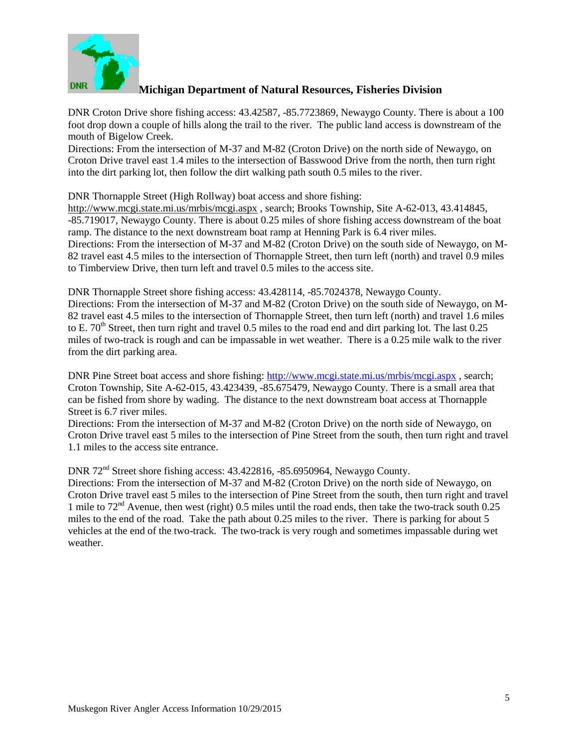**Michigan Department of Natural Resources, Fisheries Division**

DNR Croton Drive shore fishing access: 43.42587, -85.7723869, Newaygo County. There is about a 100 foot drop down a couple of hills along the trail to the river. The public land access is downstream of the mouth of Bigelow Creek.
Directions: From the intersection of M-37 and M-82 (Croton Drive) on the north side of Newaygo, on Croton Drive travel east 1.4 miles to the intersection of Basswood Drive from the north, then turn right into the dirt parking lot, then follow the dirt walking path south 0.5 miles to the river.

DNR Thornapple Street (High Rollway) boat access and shore fishing:
http://www.mcgi.state.mi.us/mrbis/mcgi.aspx , search; Brooks Township, Site A-62-013, 43.414845, -85.719017, Newaygo County. There is about 0.25 miles of shore fishing access downstream of the boat ramp. The distance to the next downstream boat ramp at Henning Park is 6.4 river miles.
Directions: From the intersection of M-37 and M-82 (Croton Drive) on the south side of Newaygo, on M-82 travel east 4.5 miles to the intersection of Thornapple Street, then turn left (north) and travel 0.9 miles to Timberview Drive, then turn left and travel 0.5 miles to the access site.

DNR Thornapple Street shore fishing access: 43.428114, -85.7024378, Newaygo County.
Directions: From the intersection of M-37 and M-82 (Croton Drive) on the south side of Newaygo, on M-82 travel east 4.5 miles to the intersection of Thornapple Street, then turn left (north) and travel 1.6 miles to E. 70th Street, then turn right and travel 0.5 miles to the road end and dirt parking lot. The last 0.25 miles of two-track is rough and can be impassable in wet weather. There is a 0.25 mile walk to the river from the dirt parking area.

DNR Pine Street boat access and shore fishing: http://www.mcgi.state.mi.us/mrbis/mcgi.aspx , search; Croton Township, Site A-62-015, 43.423439, -85.675479, Newaygo County. There is a small area that can be fished from shore by wading. The distance to the next downstream boat access at Thornapple Street is 6.7 river miles.
Directions: From the intersection of M-37 and M-82 (Croton Drive) on the north side of Newaygo, on Croton Drive travel east 5 miles to the intersection of Pine Street from the south, then turn right and travel 1.1 miles to the access site entrance.

DNR 72nd Street shore fishing access: 43.422816, -85.6950964, Newaygo County.
Directions: From the intersection of M-37 and M-82 (Croton Drive) on the north side of Newaygo, on Croton Drive travel east 5 miles to the intersection of Pine Street from the south, then turn right and travel 1 mile to 72nd Avenue, then west (right) 0.5 miles until the road ends, then take the two-track south 0.25 miles to the end of the road. Take the path about 0.25 miles to the river. There is parking for about 5 vehicles at the end of the two-track. The two-track is very rough and sometimes impassable during wet weather.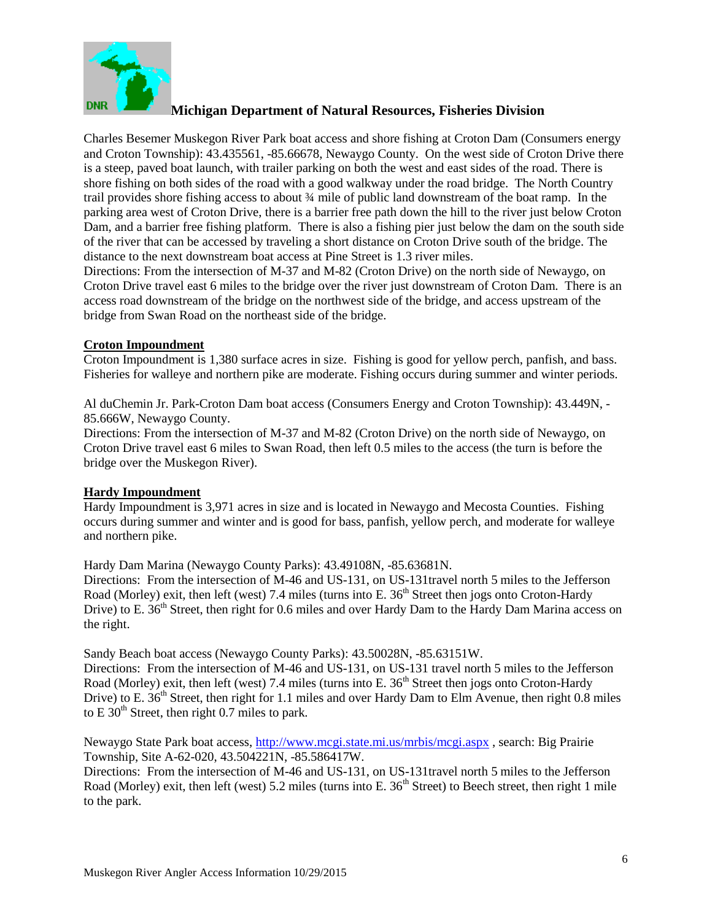**Michigan Department of Natural Resources, Fisheries Division**

Charles Besemer Muskegon River Park boat access and shore fishing at Croton Dam (Consumers energy and Croton Township): 43.435561, -85.66678, Newaygo County. On the west side of Croton Drive there is a steep, paved boat launch, with trailer parking on both the west and east sides of the road. There is shore fishing on both sides of the road with a good walkway under the road bridge. The North Country trail provides shore fishing access to about ¾ mile of public land downstream of the boat ramp. In the parking area west of Croton Drive, there is a barrier free path down the hill to the river just below Croton Dam, and a barrier free fishing platform. There is also a fishing pier just below the dam on the south side of the river that can be accessed by traveling a short distance on Croton Drive south of the bridge. The distance to the next downstream boat access at Pine Street is 1.3 river miles.
Directions: From the intersection of M-37 and M-82 (Croton Drive) on the north side of Newaygo, on Croton Drive travel east 6 miles to the bridge over the river just downstream of Croton Dam. There is an access road downstream of the bridge on the northwest side of the bridge, and access upstream of the bridge from Swan Road on the northeast side of the bridge.

**Croton Impoundment**

Croton Impoundment is 1,380 surface acres in size. Fishing is good for yellow perch, panfish, and bass. Fisheries for walleye and northern pike are moderate. Fishing occurs during summer and winter periods.

Al duChemin Jr. Park-Croton Dam boat access (Consumers Energy and Croton Township): 43.449N, -85.666W, Newaygo County.
Directions: From the intersection of M-37 and M-82 (Croton Drive) on the north side of Newaygo, on Croton Drive travel east 6 miles to Swan Road, then left 0.5 miles to the access (the turn is before the bridge over the Muskegon River).

**Hardy Impoundment**

Hardy Impoundment is 3,971 acres in size and is located in Newaygo and Mecosta Counties. Fishing occurs during summer and winter and is good for bass, panfish, yellow perch, and moderate for walleye and northern pike.

Hardy Dam Marina (Newaygo County Parks): 43.49108N, -85.63681N.
Directions: From the intersection of M-46 and US-131, on US-131travel north 5 miles to the Jefferson Road (Morley) exit, then left (west) 7.4 miles (turns into E. 36th Street then jogs onto Croton-Hardy Drive) to E. 36th Street, then right for 0.6 miles and over Hardy Dam to the Hardy Dam Marina access on the right.

Sandy Beach boat access (Newaygo County Parks): 43.50028N, -85.63151W.
Directions: From the intersection of M-46 and US-131, on US-131 travel north 5 miles to the Jefferson Road (Morley) exit, then left (west) 7.4 miles (turns into E. 36th Street then jogs onto Croton-Hardy Drive) to E. 36th Street, then right for 1.1 miles and over Hardy Dam to Elm Avenue, then right 0.8 miles to E 30th Street, then right 0.7 miles to park.

Newaygo State Park boat access, http://www.mcgi.state.mi.us/mrbis/mcgi.aspx , search: Big Prairie Township, Site A-62-020, 43.504221N, -85.586417W.
Directions: From the intersection of M-46 and US-131, on US-131travel north 5 miles to the Jefferson Road (Morley) exit, then left (west) 5.2 miles (turns into E. 36th Street) to Beech street, then right 1 mile to the park.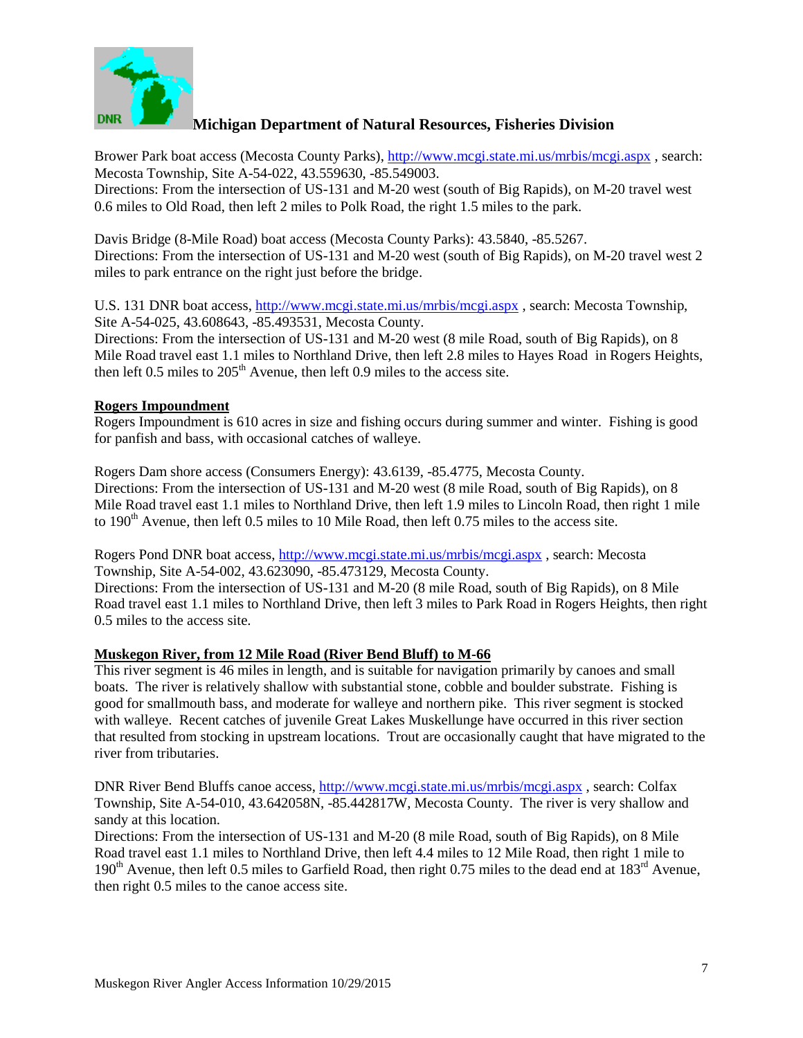Michigan Department of Natural Resources, Fisheries Division

Brower Park boat access (Mecosta County Parks), http://www.mcgi.state.mi.us/mrbis/mcgi.aspx , search: Mecosta Township, Site A-54-022, 43.559630, -85.549003.
Directions: From the intersection of US-131 and M-20 west (south of Big Rapids), on M-20 travel west 0.6 miles to Old Road, then left 2 miles to Polk Road, the right 1.5 miles to the park.

Davis Bridge (8-Mile Road) boat access (Mecosta County Parks): 43.5840, -85.5267.
Directions: From the intersection of US-131 and M-20 west (south of Big Rapids), on M-20 travel west 2 miles to park entrance on the right just before the bridge.

U.S. 131 DNR boat access, http://www.mcgi.state.mi.us/mrbis/mcgi.aspx , search: Mecosta Township, Site A-54-025, 43.608643, -85.493531, Mecosta County.
Directions: From the intersection of US-131 and M-20 west (8 mile Road, south of Big Rapids), on 8 Mile Road travel east 1.1 miles to Northland Drive, then left 2.8 miles to Hayes Road in Rogers Heights, then left 0.5 miles to 205th Avenue, then left 0.9 miles to the access site.

**Rogers Impoundment**

Rogers Impoundment is 610 acres in size and fishing occurs during summer and winter. Fishing is good for panfish and bass, with occasional catches of walleye.

Rogers Dam shore access (Consumers Energy): 43.6139, -85.4775, Mecosta County.
Directions: From the intersection of US-131 and M-20 west (8 mile Road, south of Big Rapids), on 8 Mile Road travel east 1.1 miles to Northland Drive, then left 1.9 miles to Lincoln Road, then right 1 mile to 190th Avenue, then left 0.5 miles to 10 Mile Road, then left 0.75 miles to the access site.

Rogers Pond DNR boat access, http://www.mcgi.state.mi.us/mrbis/mcgi.aspx , search: Mecosta Township, Site A-54-002, 43.623090, -85.473129, Mecosta County.
Directions: From the intersection of US-131 and M-20 (8 mile Road, south of Big Rapids), on 8 Mile Road travel east 1.1 miles to Northland Drive, then left 3 miles to Park Road in Rogers Heights, then right 0.5 miles to the access site.

**Muskegon River, from 12 Mile Road (River Bend Bluff) to M-66**

This river segment is 46 miles in length, and is suitable for navigation primarily by canoes and small boats. The river is relatively shallow with substantial stone, cobble and boulder substrate. Fishing is good for smallmouth bass, and moderate for walleye and northern pike. This river segment is stocked with walleye. Recent catches of juvenile Great Lakes Muskellunge have occurred in this river section that resulted from stocking in upstream locations. Trout are occasionally caught that have migrated to the river from tributaries.

DNR River Bend Bluffs canoe access, http://www.mcgi.state.mi.us/mrbis/mcgi.aspx , search: Colfax Township, Site A-54-010, 43.642058N, -85.442817W, Mecosta County. The river is very shallow and sandy at this location.
Directions: From the intersection of US-131 and M-20 (8 mile Road, south of Big Rapids), on 8 Mile Road travel east 1.1 miles to Northland Drive, then left 4.4 miles to 12 Mile Road, then right 1 mile to 190th Avenue, then left 0.5 miles to Garfield Road, then right 0.75 miles to the dead end at 183rd Avenue, then right 0.5 miles to the canoe access site.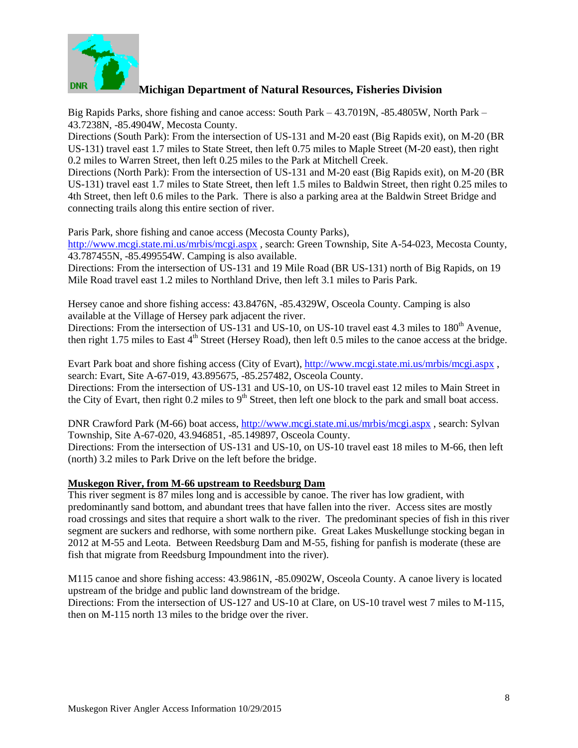**Michigan Department of Natural Resources, Fisheries Division**

Big Rapids Parks, shore fishing and canoe access: South Park – 43.7019N, -85.4805W, North Park – 43.7238N, -85.4904W, Mecosta County.
Directions (South Park): From the intersection of US-131 and M-20 east (Big Rapids exit), on M-20 (BR US-131) travel east 1.7 miles to State Street, then left 0.75 miles to Maple Street (M-20 east), then right 0.2 miles to Warren Street, then left 0.25 miles to the Park at Mitchell Creek.
Directions (North Park): From the intersection of US-131 and M-20 east (Big Rapids exit), on M-20 (BR US-131) travel east 1.7 miles to State Street, then left 1.5 miles to Baldwin Street, then right 0.25 miles to 4th Street, then left 0.6 miles to the Park. There is also a parking area at the Baldwin Street Bridge and connecting trails along this entire section of river.

Paris Park, shore fishing and canoe access (Mecosta County Parks), http://www.mcgi.state.mi.us/mrbis/mcgi.aspx , search: Green Township, Site A-54-023, Mecosta County, 43.787455N, -85.499554W. Camping is also available.
Directions: From the intersection of US-131 and 19 Mile Road (BR US-131) north of Big Rapids, on 19 Mile Road travel east 1.2 miles to Northland Drive, then left 3.1 miles to Paris Park.

Hersey canoe and shore fishing access: 43.8476N, -85.4329W, Osceola County. Camping is also available at the Village of Hersey park adjacent the river.
Directions: From the intersection of US-131 and US-10, on US-10 travel east 4.3 miles to 180th Avenue, then right 1.75 miles to East 4th Street (Hersey Road), then left 0.5 miles to the canoe access at the bridge.

Evart Park boat and shore fishing access (City of Evart), http://www.mcgi.state.mi.us/mrbis/mcgi.aspx , search: Evart, Site A-67-019, 43.895675, -85.257482, Osceola County.
Directions: From the intersection of US-131 and US-10, on US-10 travel east 12 miles to Main Street in the City of Evart, then right 0.2 miles to 9th Street, then left one block to the park and small boat access.

DNR Crawford Park (M-66) boat access, http://www.mcgi.state.mi.us/mrbis/mcgi.aspx , search: Sylvan Township, Site A-67-020, 43.946851, -85.149897, Osceola County.
Directions: From the intersection of US-131 and US-10, on US-10 travel east 18 miles to M-66, then left (north) 3.2 miles to Park Drive on the left before the bridge.

**Muskegon River, from M-66 upstream to Reedsburg Dam**

This river segment is 87 miles long and is accessible by canoe. The river has low gradient, with predominantly sand bottom, and abundant trees that have fallen into the river. Access sites are mostly road crossings and sites that require a short walk to the river. The predominant species of fish in this river segment are suckers and redhorse, with some northern pike. Great Lakes Muskellunge stocking began in 2012 at M-55 and Leota. Between Reedsburg Dam and M-55, fishing for panfish is moderate (these are fish that migrate from Reedsburg Impoundment into the river).

M115 canoe and shore fishing access: 43.9861N, -85.0902W, Osceola County. A canoe livery is located upstream of the bridge and public land downstream of the bridge.
Directions: From the intersection of US-127 and US-10 at Clare, on US-10 travel west 7 miles to M-115, then on M-115 north 13 miles to the bridge over the river.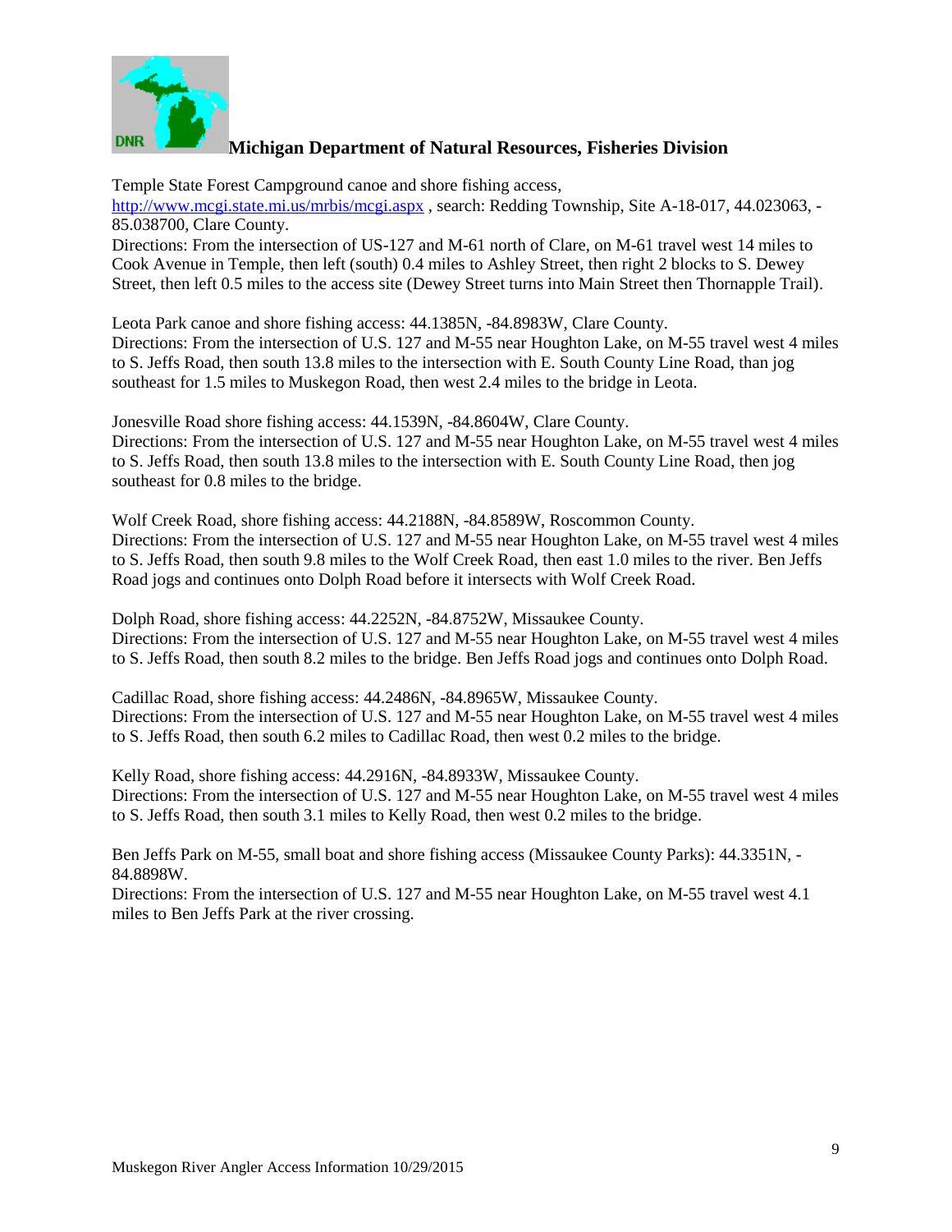**Michigan Department of Natural Resources, Fisheries Division**

Temple State Forest Campground canoe and shore fishing access, http://www.mcgi.state.mi.us/mrbis/mcgi.aspx , search: Redding Township, Site A-18-017, 44.023063, -85.038700, Clare County.
Directions: From the intersection of US-127 and M-61 north of Clare, on M-61 travel west 14 miles to Cook Avenue in Temple, then left (south) 0.4 miles to Ashley Street, then right 2 blocks to S. Dewey Street, then left 0.5 miles to the access site (Dewey Street turns into Main Street then Thornapple Trail).

Leota Park canoe and shore fishing access: 44.1385N, -84.8983W, Clare County.
Directions: From the intersection of U.S. 127 and M-55 near Houghton Lake, on M-55 travel west 4 miles to S. Jeffs Road, then south 13.8 miles to the intersection with E. South County Line Road, than jog southeast for 1.5 miles to Muskegon Road, then west 2.4 miles to the bridge in Leota.

Jonesville Road shore fishing access: 44.1539N, -84.8604W, Clare County.
Directions: From the intersection of U.S. 127 and M-55 near Houghton Lake, on M-55 travel west 4 miles to S. Jeffs Road, then south 13.8 miles to the intersection with E. South County Line Road, then jog southeast for 0.8 miles to the bridge.

Wolf Creek Road, shore fishing access: 44.2188N, -84.8589W, Roscommon County.
Directions: From the intersection of U.S. 127 and M-55 near Houghton Lake, on M-55 travel west 4 miles to S. Jeffs Road, then south 9.8 miles to the Wolf Creek Road, then east 1.0 miles to the river. Ben Jeffs Road jogs and continues onto Dolph Road before it intersects with Wolf Creek Road.

Dolph Road, shore fishing access: 44.2252N, -84.8752W, Missaukee County.
Directions: From the intersection of U.S. 127 and M-55 near Houghton Lake, on M-55 travel west 4 miles to S. Jeffs Road, then south 8.2 miles to the bridge. Ben Jeffs Road jogs and continues onto Dolph Road.

Cadillac Road, shore fishing access: 44.2486N, -84.8965W, Missaukee County.
Directions: From the intersection of U.S. 127 and M-55 near Houghton Lake, on M-55 travel west 4 miles to S. Jeffs Road, then south 6.2 miles to Cadillac Road, then west 0.2 miles to the bridge.

Kelly Road, shore fishing access: 44.2916N, -84.8933W, Missaukee County.
Directions: From the intersection of U.S. 127 and M-55 near Houghton Lake, on M-55 travel west 4 miles to S. Jeffs Road, then south 3.1 miles to Kelly Road, then west 0.2 miles to the bridge.

Ben Jeffs Park on M-55, small boat and shore fishing access (Missaukee County Parks): 44.3351N, -84.8898W.
Directions: From the intersection of U.S. 127 and M-55 near Houghton Lake, on M-55 travel west 4.1 miles to Ben Jeffs Park at the river crossing.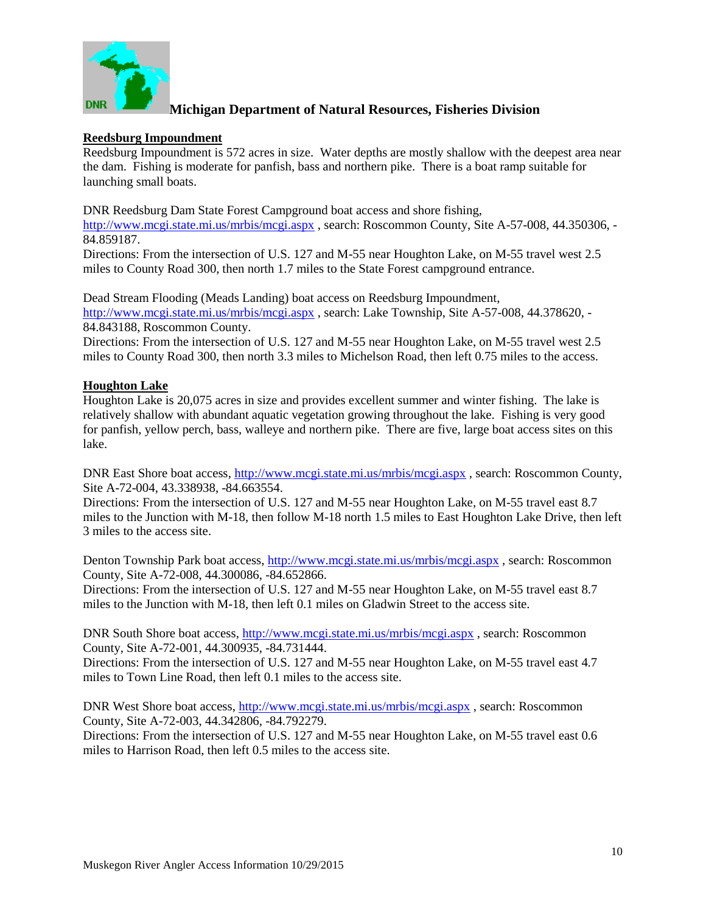**Michigan Department of Natural Resources, Fisheries Division**

## Reedsburg Impoundment

Reedsburg Impoundment is 572 acres in size. Water depths are mostly shallow with the deepest area near the dam. Fishing is moderate for panfish, bass and northern pike. There is a boat ramp suitable for launching small boats.

DNR Reedsburg Dam State Forest Campground boat access and shore fishing, http://www.mcgi.state.mi.us/mrbis/mcgi.aspx , search: Roscommon County, Site A-57-008, 44.350306, -84.859187.
Directions: From the intersection of U.S. 127 and M-55 near Houghton Lake, on M-55 travel west 2.5 miles to County Road 300, then north 1.7 miles to the State Forest campground entrance.

Dead Stream Flooding (Meads Landing) boat access on Reedsburg Impoundment, http://www.mcgi.state.mi.us/mrbis/mcgi.aspx , search: Lake Township, Site A-57-008, 44.378620, -84.843188, Roscommon County.
Directions: From the intersection of U.S. 127 and M-55 near Houghton Lake, on M-55 travel west 2.5 miles to County Road 300, then north 3.3 miles to Michelson Road, then left 0.75 miles to the access.

## Houghton Lake

Houghton Lake is 20,075 acres in size and provides excellent summer and winter fishing. The lake is relatively shallow with abundant aquatic vegetation growing throughout the lake. Fishing is very good for panfish, yellow perch, bass, walleye and northern pike. There are five, large boat access sites on this lake.

DNR East Shore boat access, http://www.mcgi.state.mi.us/mrbis/mcgi.aspx , search: Roscommon County, Site A-72-004, 43.338938, -84.663554.
Directions: From the intersection of U.S. 127 and M-55 near Houghton Lake, on M-55 travel east 8.7 miles to the Junction with M-18, then follow M-18 north 1.5 miles to East Houghton Lake Drive, then left 3 miles to the access site.

Denton Township Park boat access, http://www.mcgi.state.mi.us/mrbis/mcgi.aspx , search: Roscommon County, Site A-72-008, 44.300086, -84.652866.
Directions: From the intersection of U.S. 127 and M-55 near Houghton Lake, on M-55 travel east 8.7 miles to the Junction with M-18, then left 0.1 miles on Gladwin Street to the access site.

DNR South Shore boat access, http://www.mcgi.state.mi.us/mrbis/mcgi.aspx , search: Roscommon County, Site A-72-001, 44.300935, -84.731444.
Directions: From the intersection of U.S. 127 and M-55 near Houghton Lake, on M-55 travel east 4.7 miles to Town Line Road, then left 0.1 miles to the access site.

DNR West Shore boat access, http://www.mcgi.state.mi.us/mrbis/mcgi.aspx , search: Roscommon County, Site A-72-003, 44.342806, -84.792279.
Directions: From the intersection of U.S. 127 and M-55 near Houghton Lake, on M-55 travel east 0.6 miles to Harrison Road, then left 0.5 miles to the access site.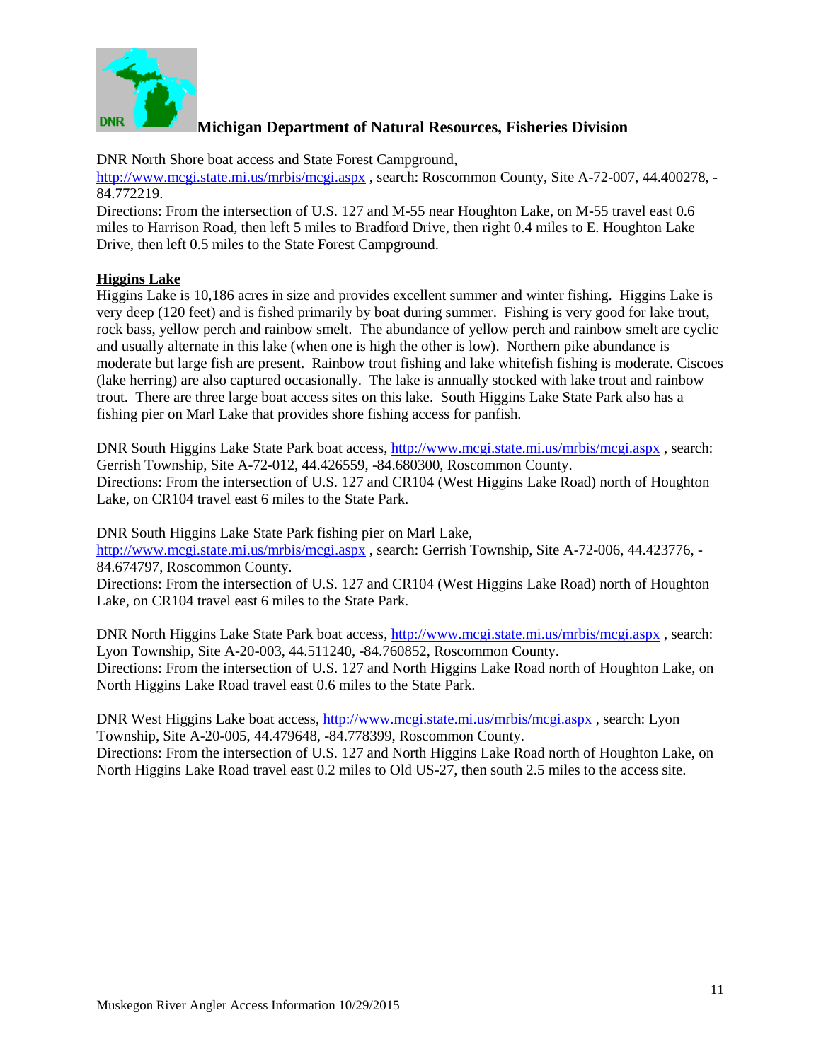**Michigan Department of Natural Resources, Fisheries Division**

DNR North Shore boat access and State Forest Campground, http://www.mcgi.state.mi.us/mrbis/mcgi.aspx , search: Roscommon County, Site A-72-007, 44.400278, -84.772219.
Directions: From the intersection of U.S. 127 and M-55 near Houghton Lake, on M-55 travel east 0.6 miles to Harrison Road, then left 5 miles to Bradford Drive, then right 0.4 miles to E. Houghton Lake Drive, then left 0.5 miles to the State Forest Campground.

**Higgins Lake**

Higgins Lake is 10,186 acres in size and provides excellent summer and winter fishing. Higgins Lake is very deep (120 feet) and is fished primarily by boat during summer. Fishing is very good for lake trout, rock bass, yellow perch and rainbow smelt. The abundance of yellow perch and rainbow smelt are cyclic and usually alternate in this lake (when one is high the other is low). Northern pike abundance is moderate but large fish are present. Rainbow trout fishing and lake whitefish fishing is moderate. Ciscoes (lake herring) are also captured occasionally. The lake is annually stocked with lake trout and rainbow trout. There are three large boat access sites on this lake. South Higgins Lake State Park also has a fishing pier on Marl Lake that provides shore fishing access for panfish.

DNR South Higgins Lake State Park boat access, http://www.mcgi.state.mi.us/mrbis/mcgi.aspx , search: Gerrish Township, Site A-72-012, 44.426559, -84.680300, Roscommon County.
Directions: From the intersection of U.S. 127 and CR104 (West Higgins Lake Road) north of Houghton Lake, on CR104 travel east 6 miles to the State Park.

DNR South Higgins Lake State Park fishing pier on Marl Lake, http://www.mcgi.state.mi.us/mrbis/mcgi.aspx , search: Gerrish Township, Site A-72-006, 44.423776, -84.674797, Roscommon County.
Directions: From the intersection of U.S. 127 and CR104 (West Higgins Lake Road) north of Houghton Lake, on CR104 travel east 6 miles to the State Park.

DNR North Higgins Lake State Park boat access, http://www.mcgi.state.mi.us/mrbis/mcgi.aspx , search: Lyon Township, Site A-20-003, 44.511240, -84.760852, Roscommon County.
Directions: From the intersection of U.S. 127 and North Higgins Lake Road north of Houghton Lake, on North Higgins Lake Road travel east 0.6 miles to the State Park.

DNR West Higgins Lake boat access, http://www.mcgi.state.mi.us/mrbis/mcgi.aspx , search: Lyon Township, Site A-20-005, 44.479648, -84.778399, Roscommon County.
Directions: From the intersection of U.S. 127 and North Higgins Lake Road north of Houghton Lake, on North Higgins Lake Road travel east 0.2 miles to Old US-27, then south 2.5 miles to the access site.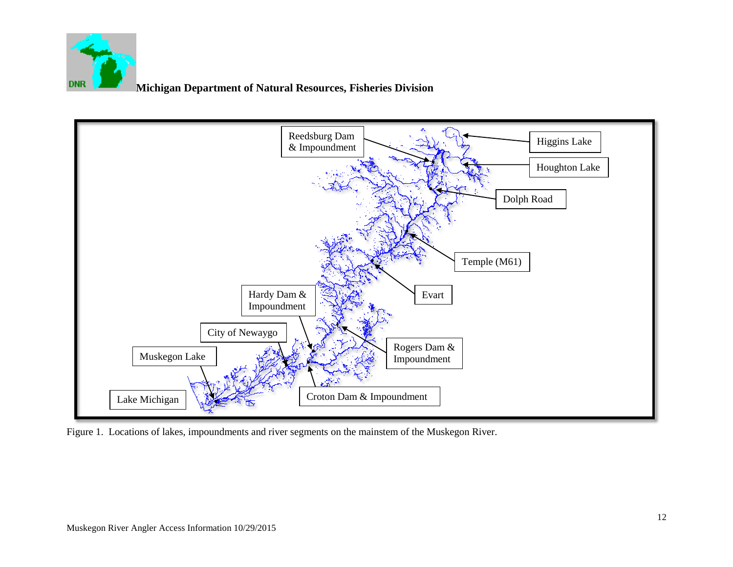**Michigan Department of Natural Resources, Fisheries Division**

Reedsburg Dam & Impoundment

Higgins Lake

Houghton Lake

Dolph Road

Temple (M61)

Evart

Hardy Dam & Impoundment

City of Newaygo

Rogers Dam & Impoundment

Muskegon Lake

Lake Michigan

Croton Dam & Impoundment

Figure 1. Locations of lakes, impoundments and river segments on the mainstem of the Muskegon River.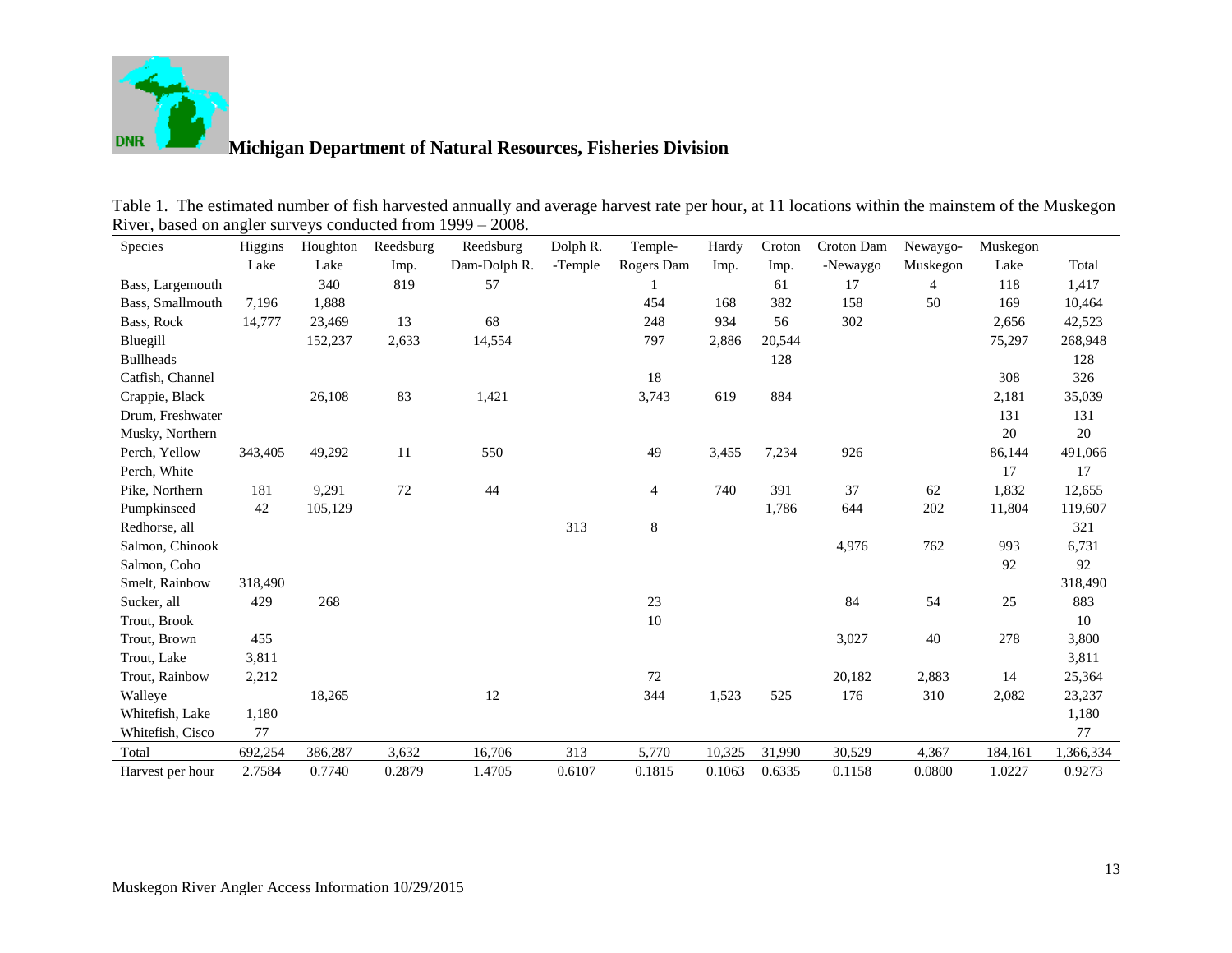**Michigan Department of Natural Resources, Fisheries Division**

Table 1. The estimated number of fish harvested annually and average harvest rate per hour, at 11 locations within the mainstem of the Muskegon River, based on angler surveys conducted from 1999 – 2008.

| Species | Higgins Lake | Houghton Lake | Reedsburg Imp. | Reedsburg Dam-Dolph R. | Dolph R. -Temple | Temple-Rogers Dam | Hardy Imp. | Croton Imp. | Croton Dam -Newaygo | Newaygo-Muskegon | Muskegon Lake | Total |
|---|---|---|---|---|---|---|---|---|---|---|---|---|
| Bass, Largemouth | | 340 | 819 | 57 | | 1 | | 61 | 17 | 4 | 118 | 1,417 |
| Bass, Smallmouth | 7,196 | 1,888 | | | | 454 | 168 | 382 | 158 | 50 | 169 | 10,464 |
| Bass, Rock | 14,777 | 23,469 | 13 | 68 | | 248 | 934 | 56 | 302 | | 2,656 | 42,523 |
| Bluegill | | 152,237 | 2,633 | 14,554 | | 797 | 2,886 | 20,544 | | | 75,297 | 268,948 |
| Bullheads | | | | | | | | 128 | | | | 128 |
| Catfish, Channel | | | | | | 18 | | | | | 308 | 326 |
| Crappie, Black | | 26,108 | 83 | 1,421 | | 3,743 | 619 | 884 | | | 2,181 | 35,039 |
| Drum, Freshwater | | | | | | | | | | | 131 | 131 |
| Musky, Northern | | | | | | | | | | | 20 | 20 |
| Perch, Yellow | 343,405 | 49,292 | 11 | 550 | | 49 | 3,455 | 7,234 | 926 | | 86,144 | 491,066 |
| Perch, White | | | | | | | | | | | 17 | 17 |
| Pike, Northern | 181 | 9,291 | 72 | 44 | | 4 | 740 | 391 | 37 | 62 | 1,832 | 12,655 |
| Pumpkinseed | 42 | 105,129 | | | | | | 1,786 | 644 | 202 | 11,804 | 119,607 |
| Redhorse, all | | | | | 313 | 8 | | | | | | 321 |
| Salmon, Chinook | | | | | | | | | 4,976 | 762 | 993 | 6,731 |
| Salmon, Coho | | | | | | | | | | | 92 | 92 |
| Smelt, Rainbow | 318,490 | | | | | | | | | | | 318,490 |
| Sucker, all | 429 | 268 | | | | 23 | | | 84 | 54 | 25 | 883 |
| Trout, Brook | | | | | | 10 | | | | | | 10 |
| Trout, Brown | 455 | | | | | | | | 3,027 | 40 | 278 | 3,800 |
| Trout, Lake | 3,811 | | | | | | | | | | | 3,811 |
| Trout, Rainbow | 2,212 | | | | | 72 | | | 20,182 | 2,883 | 14 | 25,364 |
| Walleye | | 18,265 | | 12 | | 344 | 1,523 | 525 | 176 | 310 | 2,082 | 23,237 |
| Whitefish, Lake | 1,180 | | | | | | | | | | | 1,180 |
| Whitefish, Cisco | 77 | | | | | | | | | | | 77 |
| Total | 692,254 | 386,287 | 3,632 | 16,706 | 313 | 5,770 | 10,325 | 31,990 | 30,529 | 4,367 | 184,161 | 1,366,334 |
| Harvest per hour | 2.7584 | 0.7740 | 0.2879 | 1.4705 | 0.6107 | 0.1815 | 0.1063 | 0.6335 | 0.1158 | 0.0800 | 1.0227 | 0.9273 |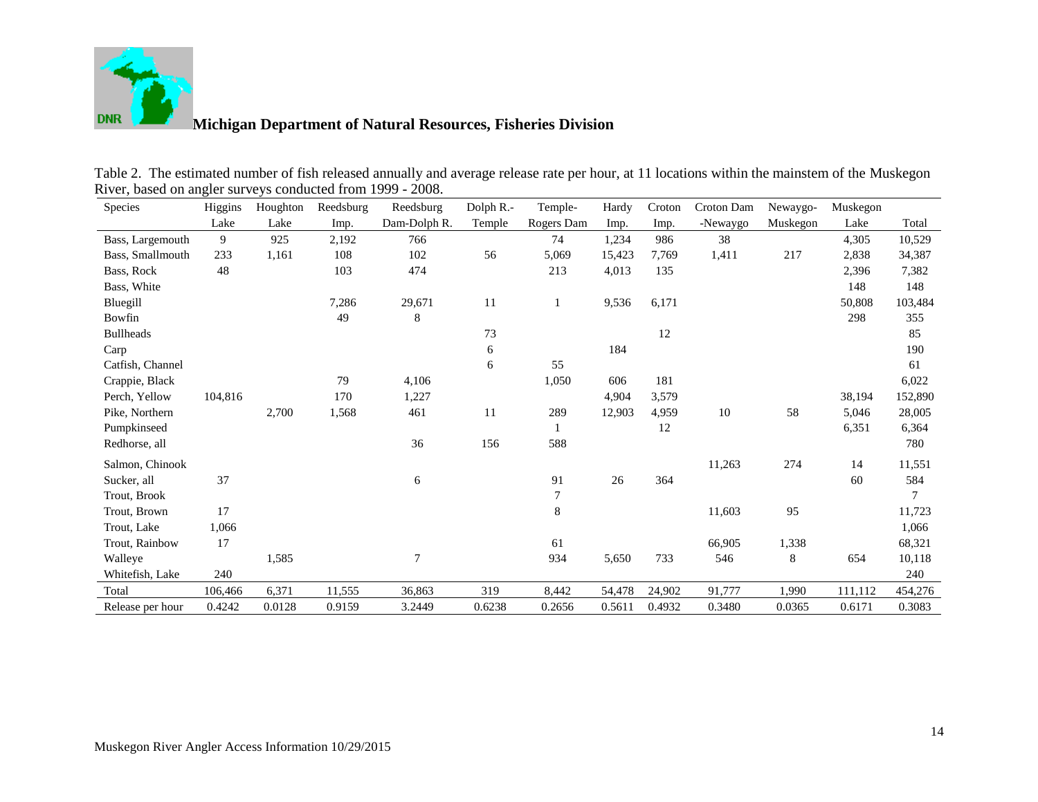Table 2. The estimated number of fish released annually and average release rate per hour, at 11 locations within the mainstem of the Muskegon River, based on angler surveys conducted from 1999 - 2008.

| Species | Higgins Lake | Houghton Lake | Reedsburg Imp. | Reedsburg Dam-Dolph R. | Dolph R.-Temple | Temple-Rogers Dam | Hardy Imp. | Croton Imp. | Croton Dam -Newaygo | Newaygo-Muskegon | Muskegon Lake | Total |
|---|---|---|---|---|---|---|---|---|---|---|---|---|
| Bass, Largemouth | 9 | 925 | 2,192 | 766 | | 74 | 1,234 | 986 | 38 | | 4,305 | 10,529 |
| Bass, Smallmouth | 233 | 1,161 | 108 | 102 | 56 | 5,069 | 15,423 | 7,769 | 1,411 | 217 | 2,838 | 34,387 |
| Bass, Rock | 48 | | 103 | 474 | | 213 | 4,013 | 135 | | | 2,396 | 7,382 |
| Bass, White | | | | | | | | | | | 148 | 148 |
| Bluegill | | | 7,286 | 29,671 | 11 | 1 | 9,536 | 6,171 | | | 50,808 | 103,484 |
| Bowfin | | | 49 | 8 | | | | | | | 298 | 355 |
| Bullheads | | | | | 73 | | | 12 | | | | 85 |
| Carp | | | | | 6 | | 184 | | | | | 190 |
| Catfish, Channel | | | | | 6 | 55 | | | | | | 61 |
| Crappie, Black | | | 79 | 4,106 | | 1,050 | 606 | 181 | | | | 6,022 |
| Perch, Yellow | 104,816 | | 170 | 1,227 | | | 4,904 | 3,579 | | | 38,194 | 152,890 |
| Pike, Northern | | 2,700 | 1,568 | 461 | 11 | 289 | 12,903 | 4,959 | 10 | 58 | 5,046 | 28,005 |
| Pumpkinseed | | | | | | 1 | | 12 | | | 6,351 | 6,364 |
| Redhorse, all | | | | 36 | 156 | 588 | | | | | | 780 |
| Salmon, Chinook | | | | | | | | | 11,263 | 274 | 14 | 11,551 |
| Sucker, all | 37 | | | 6 | | 91 | 26 | 364 | | | 60 | 584 |
| Trout, Brook | | | | | | 7 | | | | | | 7 |
| Trout, Brown | 17 | | | | | 8 | | | 11,603 | 95 | | 11,723 |
| Trout, Lake | 1,066 | | | | | | | | | | | 1,066 |
| Trout, Rainbow | 17 | | | | | 61 | | | 66,905 | 1,338 | | 68,321 |
| Walleye | | 1,585 | | 7 | | 934 | 5,650 | 733 | 546 | 8 | 654 | 10,118 |
| Whitefish, Lake | 240 | | | | | | | | | | | 240 |
| Total | 106,466 | 6,371 | 11,555 | 36,863 | 319 | 8,442 | 54,478 | 24,902 | 91,777 | 1,990 | 111,112 | 454,276 |
| Release per hour | 0.4242 | 0.0128 | 0.9159 | 3.2449 | 0.6238 | 0.2656 | 0.5611 | 0.4932 | 0.3480 | 0.0365 | 0.6171 | 0.3083 |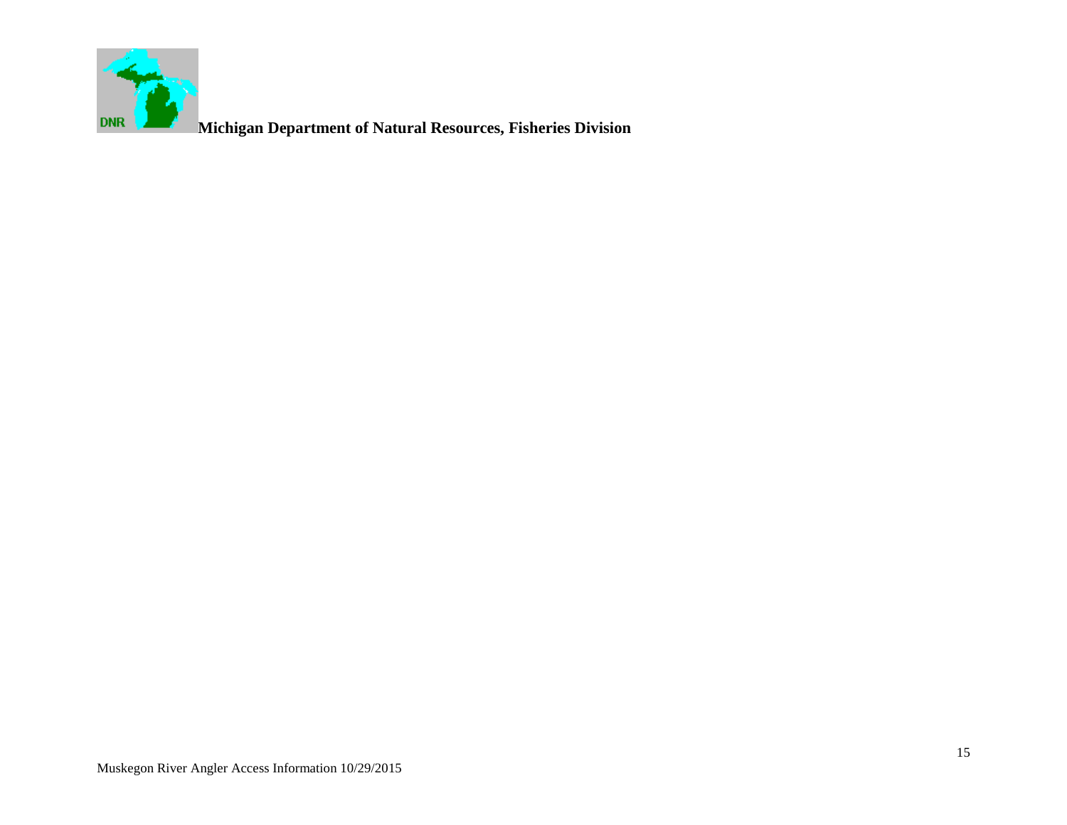**Michigan Department of Natural Resources, Fisheries Division**